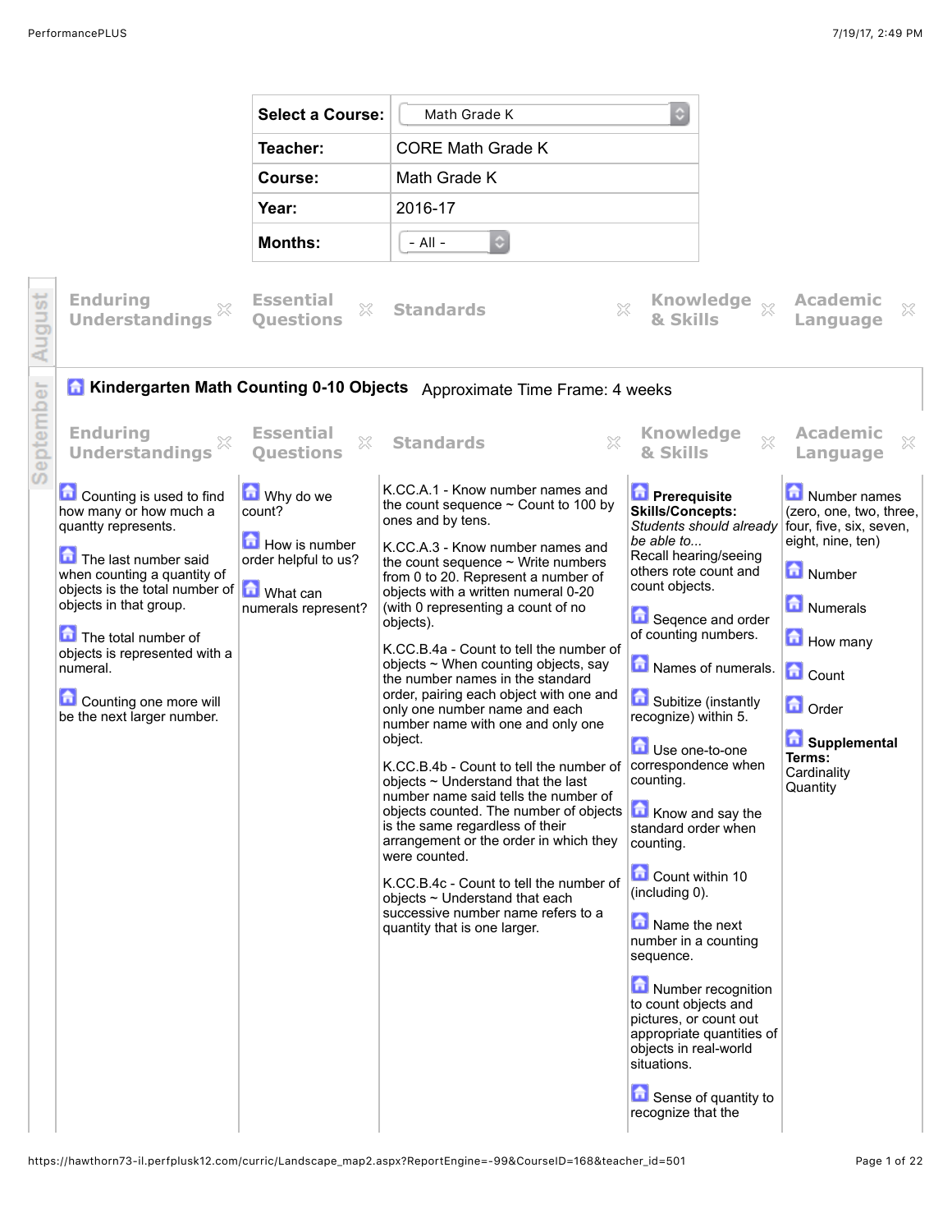| Select a Course: | Math Grade K |
| --- | --- |
| Teacher: | CORE Math Grade K |
| Course: | Math Grade K |
| Year: | 2016-17 |
| Months: | - All - |

**August**

| Enduring Understandings | Essential Questions | Standards | Knowledge & Skills | Academic Language |
| --- | --- | --- | --- | --- |

**September**

## Kindergarten Math Counting 0-10 Objects

Approximate Time Frame: 4 weeks

| Enduring Understandings | Essential Questions | Standards | Knowledge & Skills | Academic Language |
| --- | --- | --- | --- | --- |
| Counting is used to find how many or how much a quantty represents.<br><br>The last number said when counting a quantity of objects is the total number of objects in that group.<br><br>The total number of objects is represented with a numeral.<br><br>Counting one more will be the next larger number. | Why do we count?<br><br>How is number order helpful to us?<br><br>What can numerals represent? | K.CC.A.1 - Know number names and the count sequence ~ Count to 100 by ones and by tens.<br><br>K.CC.A.3 - Know number names and the count sequence ~ Write numbers from 0 to 20. Represent a number of objects with a written numeral 0-20 (with 0 representing a count of no objects).<br><br>K.CC.B.4a - Count to tell the number of objects ~ When counting objects, say the number names in the standard order, pairing each object with one and only one number name and each number name with one and only one object.<br><br>K.CC.B.4b - Count to tell the number of objects ~ Understand that the last number name said tells the number of objects counted. The number of objects is the same regardless of their arrangement or the order in which they were counted.<br><br>K.CC.B.4c - Count to tell the number of objects ~ Understand that each successive number name refers to a quantity that is one larger. | **Prerequisite Skills/Concepts:**<br>*Students should already be able to...*<br>Recall hearing/seeing others rote count and count objects.<br><br>Seqence and order of counting numbers.<br><br>Names of numerals.<br><br>Subitize (instantly recognize) within 5.<br><br>Use one-to-one correspondence when counting.<br><br>Know and say the standard order when counting.<br><br>Count within 10 (including 0).<br><br>Name the next number in a counting sequence.<br><br>Number recognition to count objects and pictures, or count out appropriate quantities of objects in real-world situations.<br><br>Sense of quantity to recognize that the | Number names (zero, one, two, three, four, five, six, seven, eight, nine, ten)<br><br>Number<br><br>Numerals<br><br>How many<br><br>Count<br><br>Order<br><br>**Supplemental Terms:**<br>Cardinality<br>Quantity |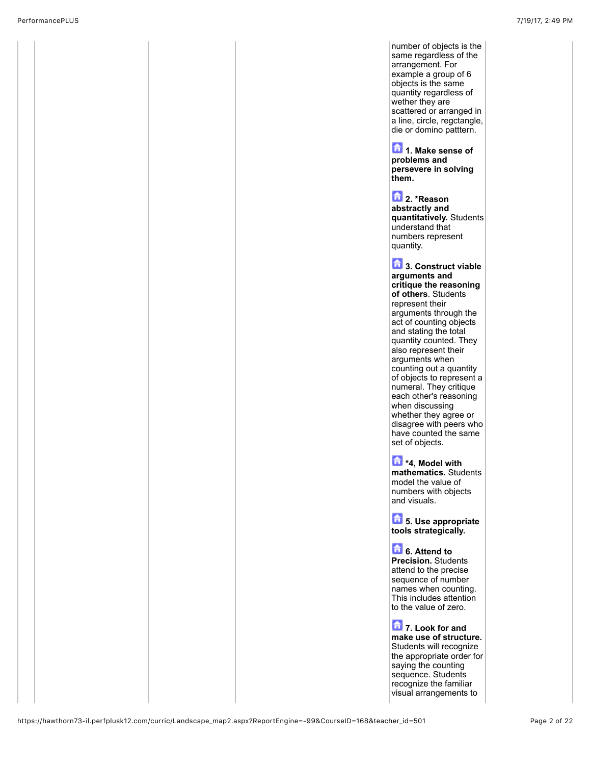number of objects is the same regardless of the arrangement. For example a group of 6 objects is the same quantity regardless of wether they are scattered or arranged in a line, circle, regctangle, die or domino patttern.

**1. Make sense of problems and persevere in solving them.**

**2. *Reason abstractly and quantitatively.** Students understand that numbers represent quantity.

**3. Construct viable arguments and critique the reasoning of others**. Students represent their arguments through the act of counting objects and stating the total quantity counted. They also represent their arguments when counting out a quantity of objects to represent a numeral. They critique each other's reasoning when discussing whether they agree or disagree with peers who have counted the same set of objects.

***4, Model with mathematics.** Students model the value of numbers with objects and visuals.

**5. Use appropriate tools strategically.**

**6. Attend to Precision.** Students attend to the precise sequence of number names when counting. This includes attention to the value of zero.

**7. Look for and make use of structure.** Students will recognize the appropriate order for saying the counting sequence. Students recognize the familiar visual arrangements to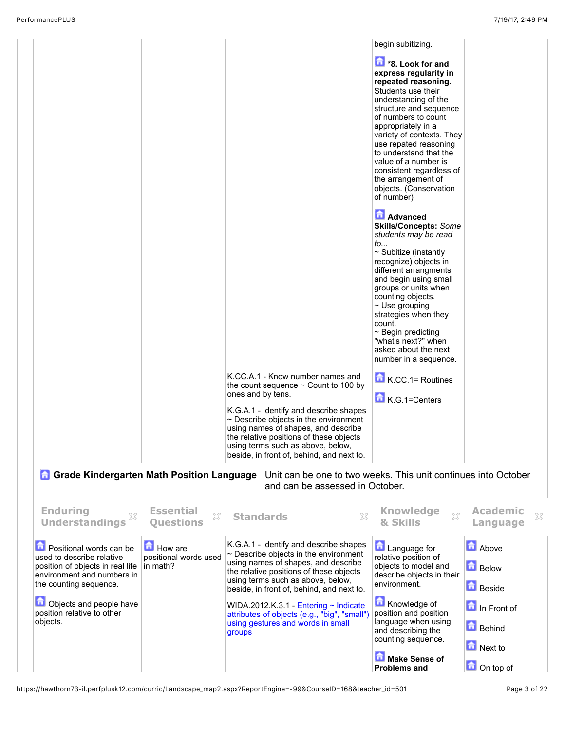| | | | | |
|---|---|---|---|---|
| | | | begin subitizing.<br><br>**\*8. Look for and express regularity in repeated reasoning.** Students use their understanding of the structure and sequence of numbers to count appropriately in a variety of contexts. They use repated reasoning to understand that the value of a number is consistent regardless of the arrangement of objects. (Conservation of number)<br><br>**Advanced Skills/Concepts:** *Some students may be read to...*<br>~ Subitize (instantly recognize) objects in different arrangments and begin using small groups or units when counting objects.<br>~ Use grouping strategies when they count.<br>~ Begin predicting "what's next?" when asked about the next number in a sequence. | |
| | | K.CC.A.1 - Know number names and the count sequence ~ Count to 100 by ones and by tens.<br><br>K.G.A.1 - Identify and describe shapes ~ Describe objects in the environment using names of shapes, and describe the relative positions of these objects using terms such as above, below, beside, in front of, behind, and next to. | K.CC.1= Routines<br><br>K.G.1=Centers | |

## Grade Kindergarten Math Position Language

Unit can be one to two weeks. This unit continues into October and can be assessed in October.

| Enduring Understandings | Essential Questions | Standards | Knowledge & Skills | Academic Language |
|---|---|---|---|---|
| Positional words can be used to describe relative position of objects in real life environment and numbers in the counting sequence.<br><br>Objects and people have position relative to other objects. | How are positional words used in math? | K.G.A.1 - Identify and describe shapes ~ Describe objects in the environment using names of shapes, and describe the relative positions of these objects using terms such as above, below, beside, in front of, behind, and next to.<br><br>WIDA.2012.K.3.1 - Entering ~ Indicate attributes of objects (e.g., "big", "small") using gestures and words in small groups | Language for relative position of objects to model and describe objects in their environment.<br><br>Knowledge of position and position language when using and describing the counting sequence.<br><br>**Make Sense of Problems and** | Above<br><br>Below<br><br>Beside<br><br>In Front of<br><br>Behind<br><br>Next to<br><br>On top of |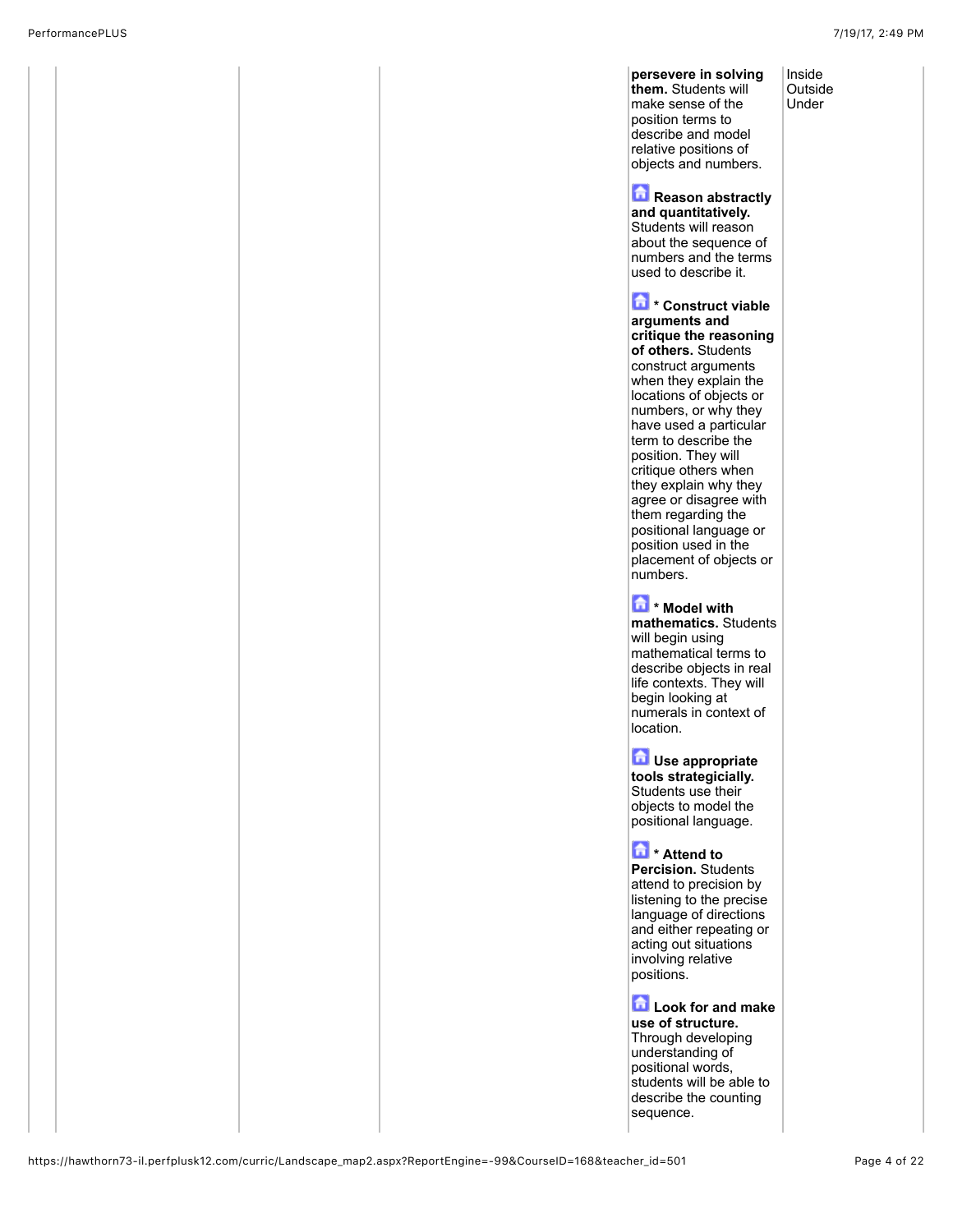| | | | | | |
|---|---|---|---|---|---|
| | | | | **persevere in solving them.** Students will make sense of the position terms to describe and model relative positions of objects and numbers.<br><br>**Reason abstractly and quantitatively.** Students will reason about the sequence of numbers and the terms used to describe it.<br><br>**\* Construct viable arguments and critique the reasoning of others.** Students construct arguments when they explain the locations of objects or numbers, or why they have used a particular term to describe the position. They will critique others when they explain why they agree or disagree with them regarding the positional language or position used in the placement of objects or numbers.<br><br>**\* Model with mathematics.** Students will begin using mathematical terms to describe objects in real life contexts. They will begin looking at numerals in context of location.<br><br>**Use appropriate tools strategicially.** Students use their objects to model the positional language.<br><br>**\* Attend to Percision.** Students attend to precision by listening to the precise language of directions and either repeating or acting out situations involving relative positions.<br><br>**Look for and make use of structure.** Through developing understanding of positional words, students will be able to describe the counting sequence. | Inside<br>Outside<br>Under |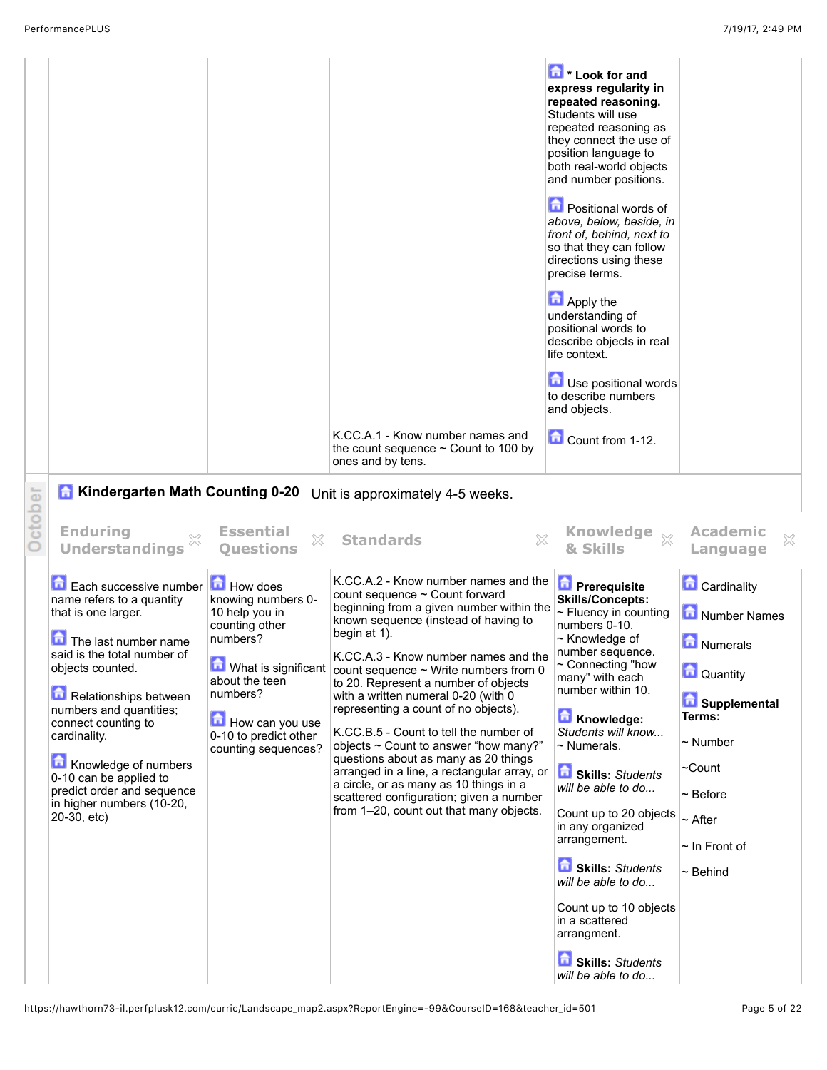| | | | | |
|---|---|---|---|---|
| | | | *** Look for and express regularity in repeated reasoning.** Students will use repeated reasoning as they connect the use of position language to both real-world objects and number positions.<br><br>Positional words of *above, below, beside, in front of, behind, next to* so that they can follow directions using these precise terms.<br><br>Apply the understanding of positional words to describe objects in real life context.<br><br>Use positional words to describe numbers and objects. | |
| | | K.CC.A.1 - Know number names and the count sequence ~ Count to 100 by ones and by tens. | Count from 1-12. | |

October

## Kindergarten Math Counting 0-20

Unit is approximately 4-5 weeks.

| Enduring Understandings | Essential Questions | Standards | Knowledge & Skills | Academic Language |
|---|---|---|---|---|
| Each successive number name refers to a quantity that is one larger.<br><br>The last number name said is the total number of objects counted.<br><br>Relationships between numbers and quantities; connect counting to cardinality.<br><br>Knowledge of numbers 0-10 can be applied to predict order and sequence in higher numbers (10-20, 20-30, etc) | How does knowing numbers 0-10 help you in counting other numbers?<br><br>What is significant about the teen numbers?<br><br>How can you use 0-10 to predict other counting sequences? | K.CC.A.2 - Know number names and the count sequence ~ Count forward beginning from a given number within the known sequence (instead of having to begin at 1).<br><br>K.CC.A.3 - Know number names and the count sequence ~ Write numbers from 0 to 20. Represent a number of objects with a written numeral 0-20 (with 0 representing a count of no objects).<br><br>K.CC.B.5 - Count to tell the number of objects ~ Count to answer "how many?" questions about as many as 20 things arranged in a line, a rectangular array, or a circle, or as many as 10 things in a scattered configuration; given a number from 1–20, count out that many objects. | **Prerequisite Skills/Concepts:**<br>~ Fluency in counting numbers 0-10.<br>~ Knowledge of number sequence.<br>~ Connecting "how many" with each number within 10.<br><br>**Knowledge:** *Students will know...*<br>~ Numerals.<br><br>**Skills:** *Students will be able to do...*<br><br>Count up to 20 objects in any organized arrangement.<br><br>**Skills:** *Students will be able to do...*<br><br>Count up to 10 objects in a scattered arrangment.<br><br>**Skills:** *Students will be able to do...* | Cardinality<br><br>Number Names<br><br>Numerals<br><br>Quantity<br><br>**Supplemental Terms:**<br><br>~ Number<br><br>~Count<br><br>~ Before<br><br>~ After<br><br>~ In Front of<br><br>~ Behind |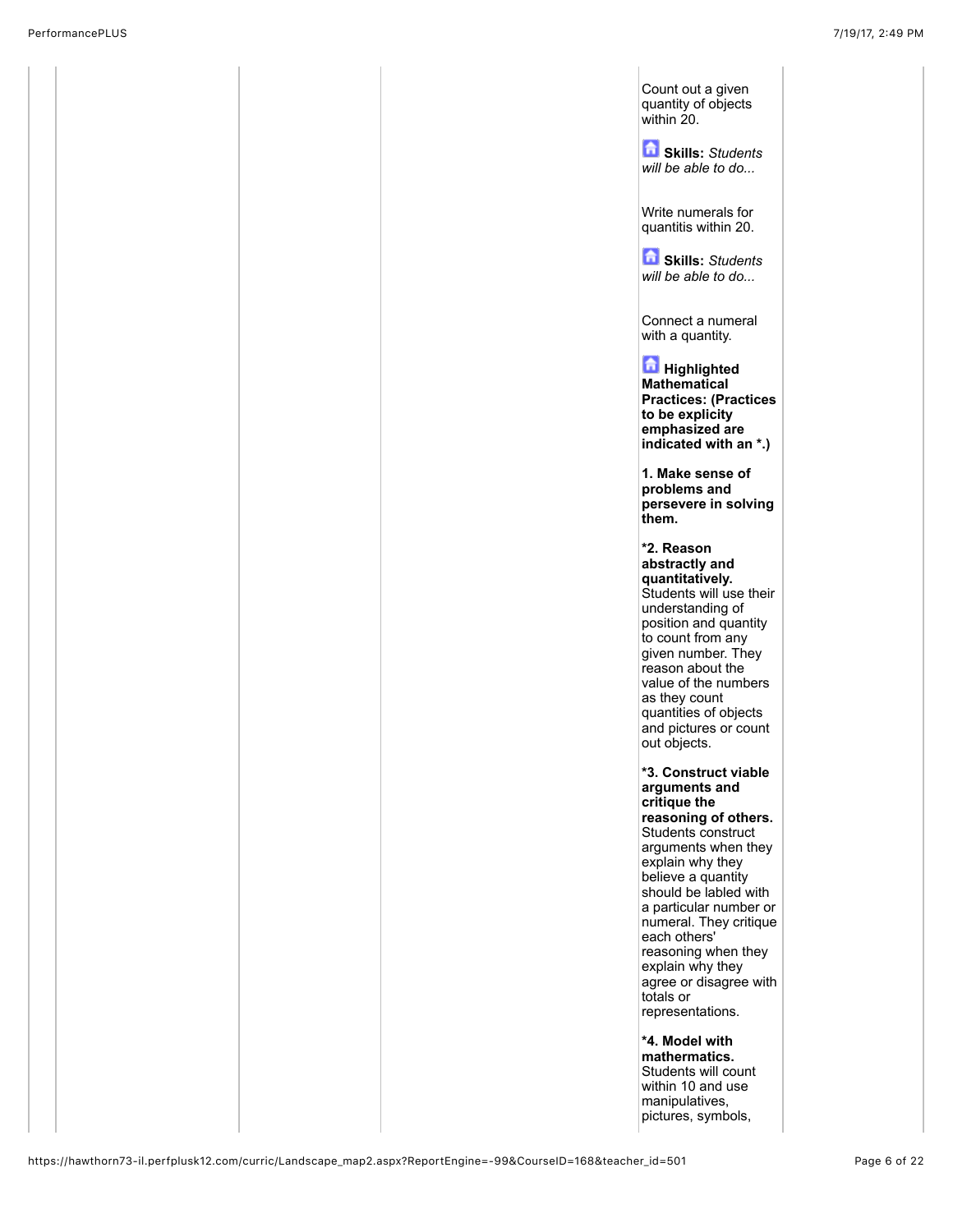Count out a given quantity of objects within 20.

**Skills:** *Students will be able to do...*

Write numerals for quantitis within 20.

**Skills:** *Students will be able to do...*

Connect a numeral with a quantity.

**Highlighted Mathematical Practices: (Practices to be explicity emphasized are indicated with an *.)**

**1. Make sense of problems and persevere in solving them.**

***2. Reason abstractly and quantitatively.** Students will use their understanding of position and quantity to count from any given number. They reason about the value of the numbers as they count quantities of objects and pictures or count out objects.

***3. Construct viable arguments and critique the reasoning of others.** Students construct arguments when they explain why they believe a quantity should be labled with a particular number or numeral. They critique each others' reasoning when they explain why they agree or disagree with totals or representations.

***4. Model with mathermatics.** Students will count within 10 and use manipulatives, pictures, symbols,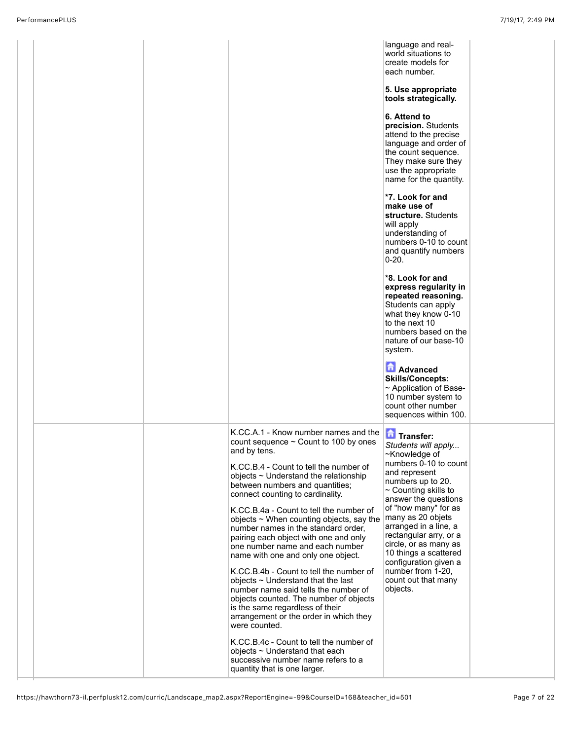| | | | | |
|---|---|---|---|---|
| | | | language and real-world situations to create models for each number.<br><br>**5. Use appropriate tools strategically.**<br><br>**6. Attend to precision.** Students attend to the precise language and order of the count sequence. They make sure they use the appropriate name for the quantity.<br><br>***7. Look for and make use of structure.** Students will apply understanding of numbers 0-10 to count and quantify numbers 0-20.<br><br>***8. Look for and express regularity in repeated reasoning.** Students can apply what they know 0-10 to the next 10 numbers based on the nature of our base-10 system.<br><br>**Advanced Skills/Concepts:**<br>~ Application of Base-10 number system to count other number sequences within 100. | |
| | | K.CC.A.1 - Know number names and the count sequence ~ Count to 100 by ones and by tens.<br><br>K.CC.B.4 - Count to tell the number of objects ~ Understand the relationship between numbers and quantities; connect counting to cardinality.<br><br>K.CC.B.4a - Count to tell the number of objects ~ When counting objects, say the number names in the standard order, pairing each object with one and only one number name and each number name with one and only one object.<br><br>K.CC.B.4b - Count to tell the number of objects ~ Understand that the last number name said tells the number of objects counted. The number of objects is the same regardless of their arrangement or the order in which they were counted.<br><br>K.CC.B.4c - Count to tell the number of objects ~ Understand that each successive number name refers to a quantity that is one larger. | **Transfer:**<br>*Students will apply...*<br>~Knowledge of numbers 0-10 to count and represent numbers up to 20.<br>~ Counting skills to answer the questions of "how many" for as many as 20 objets arranged in a line, a rectangular arry, or a circle, or as many as 10 things a scattered configuration given a number from 1-20, count out that many objects. | |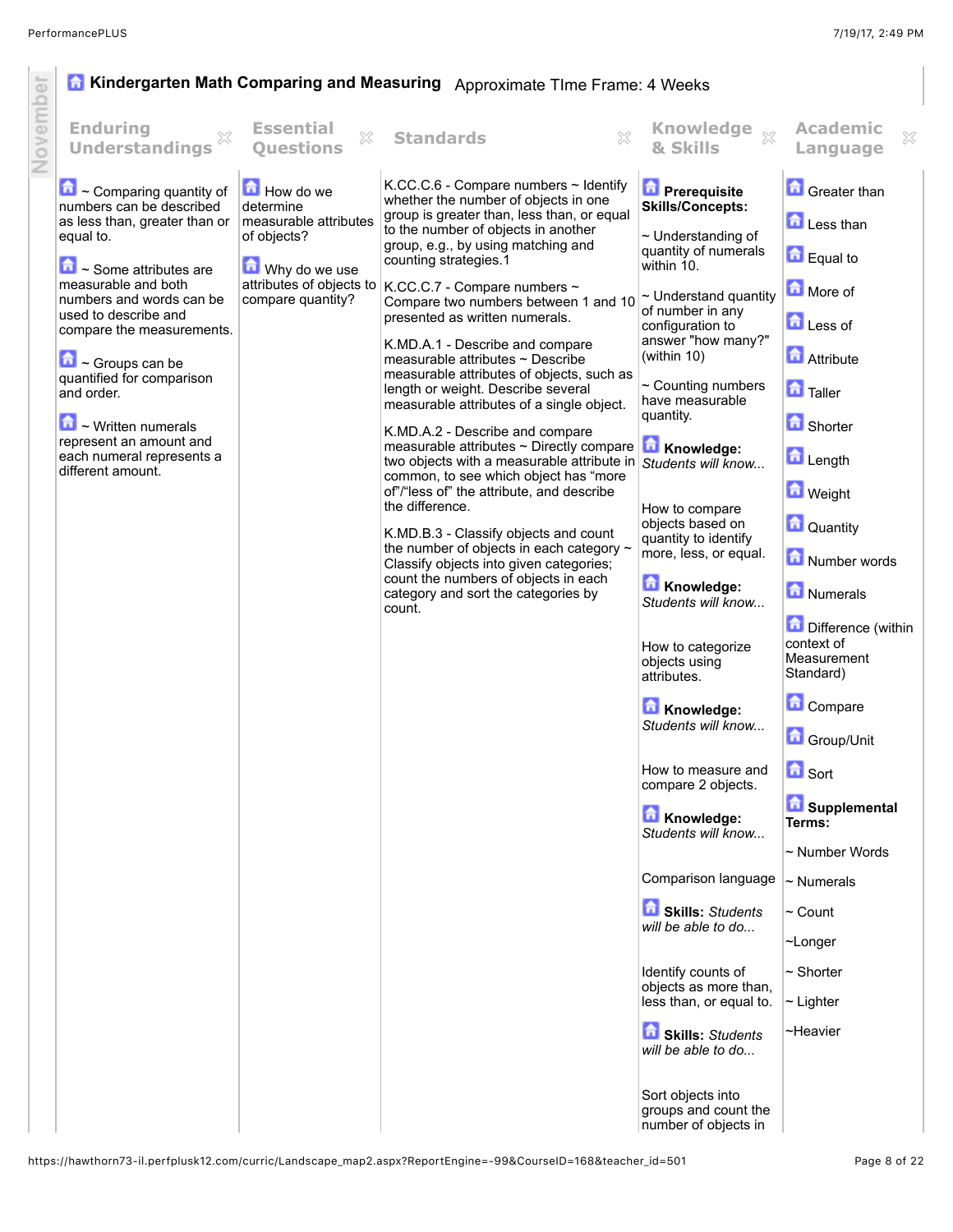## Kindergarten Math Comparing and Measuring

Approximate TIme Frame: 4 Weeks

| Enduring Understandings | Essential Questions | Standards | Knowledge & Skills | Academic Language |
|---|---|---|---|---|
| ~ Comparing quantity of numbers can be described as less than, greater than or equal to.<br><br>~ Some attributes are measurable and both numbers and words can be used to describe and compare the measurements.<br><br>~ Groups can be quantified for comparison and order.<br><br>~ Written numerals represent an amount and each numeral represents a different amount. | How do we determine measurable attributes of objects?<br><br>Why do we use attributes of objects to compare quantity? | K.CC.C.6 - Compare numbers ~ Identify whether the number of objects in one group is greater than, less than, or equal to the number of objects in another group, e.g., by using matching and counting strategies.1<br><br>K.CC.C.7 - Compare numbers ~ Compare two numbers between 1 and 10 presented as written numerals.<br><br>K.MD.A.1 - Describe and compare measurable attributes ~ Describe measurable attributes of objects, such as length or weight. Describe several measurable attributes of a single object.<br><br>K.MD.A.2 - Describe and compare measurable attributes ~ Directly compare two objects with a measurable attribute in common, to see which object has "more of"/"less of" the attribute, and describe the difference.<br><br>K.MD.B.3 - Classify objects and count the number of objects in each category ~ Classify objects into given categories; count the numbers of objects in each category and sort the categories by count. | **Prerequisite Skills/Concepts:**<br><br>~ Understanding of quantity of numerals within 10.<br><br>~ Understand quantity of number in any configuration to answer "how many?" (within 10)<br><br>~ Counting numbers have measurable quantity.<br><br>**Knowledge:** *Students will know...*<br><br>How to compare objects based on quantity to identify more, less, or equal.<br><br>**Knowledge:** *Students will know...*<br><br>How to categorize objects using attributes.<br><br>**Knowledge:** *Students will know...*<br><br>How to measure and compare 2 objects.<br><br>**Knowledge:** *Students will know...*<br><br>Comparison language<br><br>**Skills:** *Students will be able to do...*<br><br>Identify counts of objects as more than, less than, or equal to.<br><br>**Skills:** *Students will be able to do...*<br><br>Sort objects into groups and count the number of objects in | Greater than<br><br>Less than<br><br>Equal to<br><br>More of<br><br>Less of<br><br>Attribute<br><br>Taller<br><br>Shorter<br><br>Length<br><br>Weight<br><br>Quantity<br><br>Number words<br><br>Numerals<br><br>Difference (within context of Measurement Standard)<br><br>Compare<br><br>Group/Unit<br><br>Sort<br><br>**Supplemental Terms:**<br><br>~ Number Words<br><br>~ Numerals<br><br>~ Count<br><br>~Longer<br><br>~ Shorter<br><br>~ Lighter<br><br>~Heavier |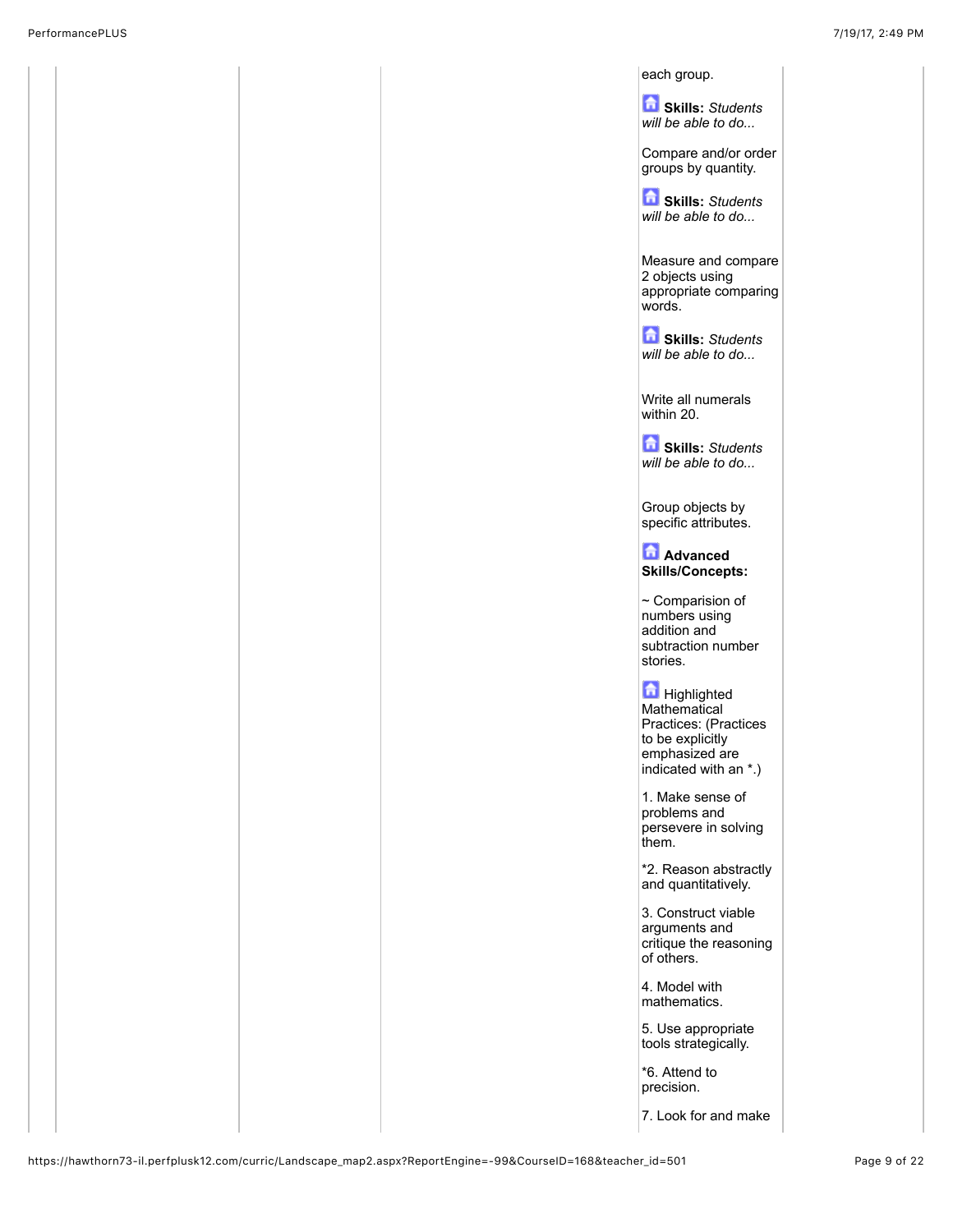each group.

**Skills:** *Students will be able to do...*

Compare and/or order groups by quantity.

**Skills:** *Students will be able to do...*

Measure and compare 2 objects using appropriate comparing words.

**Skills:** *Students will be able to do...*

Write all numerals within 20.

**Skills:** *Students will be able to do...*

Group objects by specific attributes.

**Advanced Skills/Concepts:**

~ Comparision of numbers using addition and subtraction number stories.

Highlighted Mathematical Practices: (Practices to be explicitly emphasized are indicated with an *.)

1. Make sense of problems and persevere in solving them.

*2. Reason abstractly and quantitatively.

3. Construct viable arguments and critique the reasoning of others.

4. Model with mathematics.

5. Use appropriate tools strategically.

*6. Attend to precision.

7. Look for and make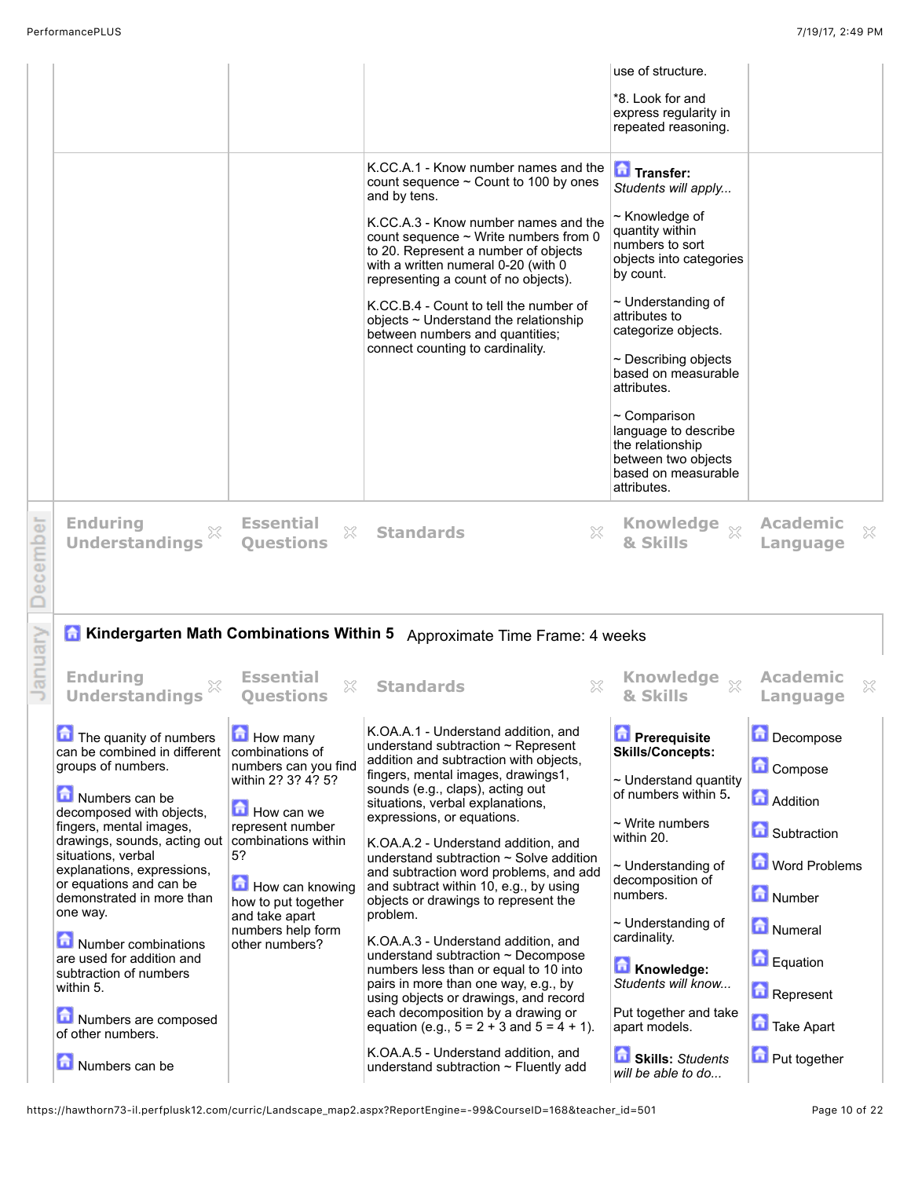| Enduring Understandings | Essential Questions | Standards | Knowledge & Skills | Academic Language |
| --- | --- | --- | --- | --- |
| | | | use of structure.<br><br>*8. Look for and express regularity in repeated reasoning. | |
| | | K.CC.A.1 - Know number names and the count sequence ~ Count to 100 by ones and by tens.<br><br>K.CC.A.3 - Know number names and the count sequence ~ Write numbers from 0 to 20. Represent a number of objects with a written numeral 0-20 (with 0 representing a count of no objects).<br><br>K.CC.B.4 - Count to tell the number of objects ~ Understand the relationship between numbers and quantities; connect counting to cardinality. | **Transfer:** *Students will apply...*<br><br>~ Knowledge of quantity within numbers to sort objects into categories by count.<br><br>~ Understanding of attributes to categorize objects.<br><br>~ Describing objects based on measurable attributes.<br><br>~ Comparison language to describe the relationship between two objects based on measurable attributes. | |

**December**

| Enduring Understandings | Essential Questions | Standards | Knowledge & Skills | Academic Language |
| --- | --- | --- | --- | --- |
| | | | | |

**January**

## Kindergarten Math Combinations Within 5 Approximate Time Frame: 4 weeks

| Enduring Understandings | Essential Questions | Standards | Knowledge & Skills | Academic Language |
| --- | --- | --- | --- | --- |
| The quanity of numbers can be combined in different groups of numbers.<br><br>Numbers can be decomposed with objects, fingers, mental images, drawings, sounds, acting out situations, verbal explanations, expressions, or equations and can be demonstrated in more than one way.<br><br>Number combinations are used for addition and subtraction of numbers within 5.<br><br>Numbers are composed of other numbers.<br><br>Numbers can be | How many combinations of numbers can you find within 2? 3? 4? 5?<br><br>How can we represent number combinations within 5?<br><br>How can knowing how to put together and take apart numbers help form other numbers? | K.OA.A.1 - Understand addition, and understand subtraction ~ Represent addition and subtraction with objects, fingers, mental images, drawings1, sounds (e.g., claps), acting out situations, verbal explanations, expressions, or equations.<br><br>K.OA.A.2 - Understand addition, and understand subtraction ~ Solve addition and subtraction word problems, and add and subtract within 10, e.g., by using objects or drawings to represent the problem.<br><br>K.OA.A.3 - Understand addition, and understand subtraction ~ Decompose numbers less than or equal to 10 into pairs in more than one way, e.g., by using objects or drawings, and record each decomposition by a drawing or equation (e.g., 5 = 2 + 3 and 5 = 4 + 1).<br><br>K.OA.A.5 - Understand addition, and understand subtraction ~ Fluently add | **Prerequisite Skills/Concepts:**<br><br>~ Understand quantity of numbers within 5.<br><br>~ Write numbers within 20.<br><br>~ Understanding of decomposition of numbers.<br><br>~ Understanding of cardinality.<br><br>**Knowledge:** *Students will know...*<br><br>Put together and take apart models.<br><br>**Skills:** *Students will be able to do...* | Decompose<br><br>Compose<br><br>Addition<br><br>Subtraction<br><br>Word Problems<br><br>Number<br><br>Numeral<br><br>Equation<br><br>Represent<br><br>Take Apart<br><br>Put together |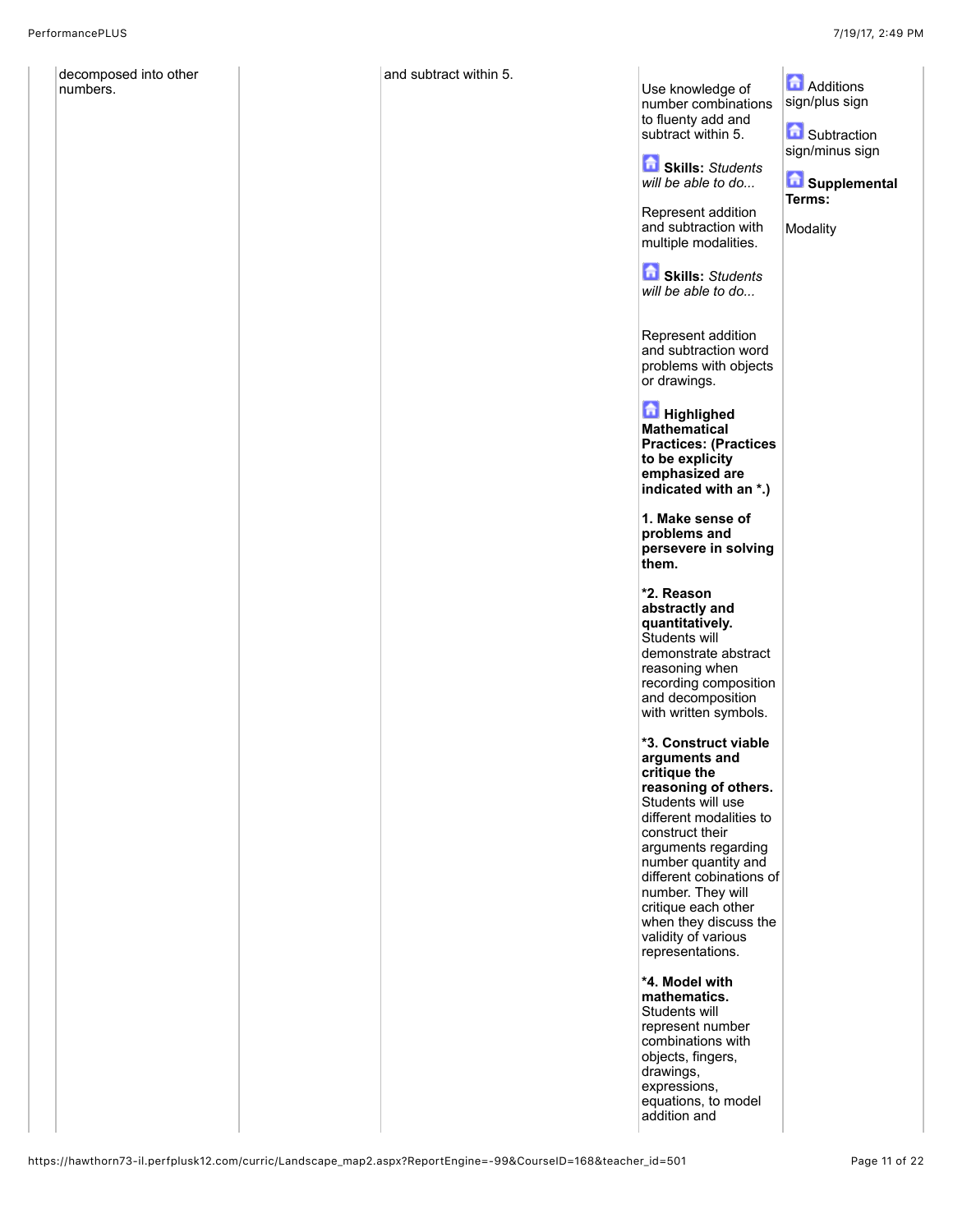| | | | | |
|---|---|---|---|---|
| decomposed into other numbers. | | and subtract within 5. | Use knowledge of number combinations to fluenty add and subtract within 5.<br><br>**Skills:** *Students will be able to do...*<br><br>Represent addition and subtraction with multiple modalities.<br><br>**Skills:** *Students will be able to do...*<br><br>Represent addition and subtraction word problems with objects or drawings.<br><br>**Highlighed Mathematical Practices: (Practices to be explicity emphasized are indicated with an *.)**<br><br>**1. Make sense of problems and persevere in solving them.**<br><br>**\*2. Reason abstractly and quantitatively.** Students will demonstrate abstract reasoning when recording composition and decomposition with written symbols.<br><br>**\*3. Construct viable arguments and critique the reasoning of others.** Students will use different modalities to construct their arguments regarding number quantity and different cobinations of number. They will critique each other when they discuss the validity of various representations.<br><br>**\*4. Model with mathematics.** Students will represent number combinations with objects, fingers, drawings, expressions, equations, to model addition and | Additions sign/plus sign<br><br>Subtraction sign/minus sign<br><br>**Supplemental Terms:**<br><br>Modality |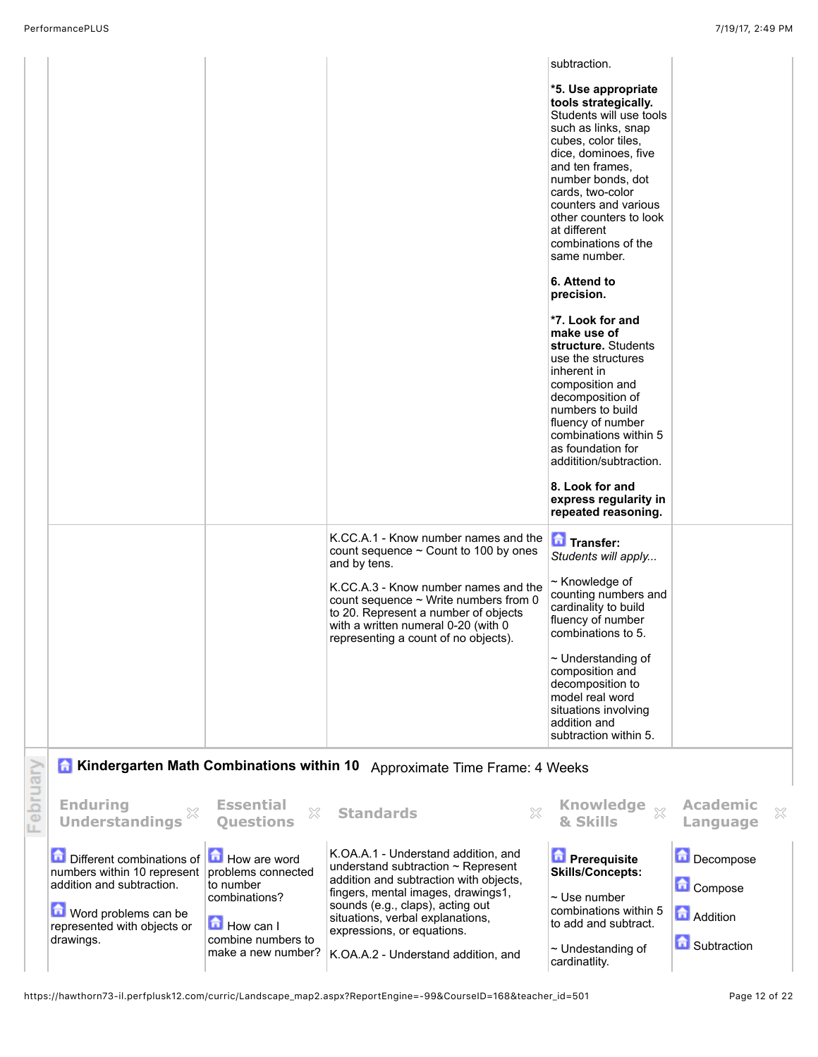| | | | | |
|---|---|---|---|---|
| | | | subtraction.<br><br>***5. Use appropriate tools strategically.** Students will use tools such as links, snap cubes, color tiles, dice, dominoes, five and ten frames, number bonds, dot cards, two-color counters and various other counters to look at different combinations of the same number.<br><br>**6. Attend to precision.**<br><br>***7. Look for and make use of structure.** Students use the structures inherent in composition and decomposition of numbers to build fluency of number combinations within 5 as foundation for addittition/subtraction.<br><br>**8. Look for and express regularity in repeated reasoning.** | |
| | | K.CC.A.1 - Know number names and the count sequence ~ Count to 100 by ones and by tens.<br><br>K.CC.A.3 - Know number names and the count sequence ~ Write numbers from 0 to 20. Represent a number of objects with a written numeral 0-20 (with 0 representing a count of no objects). | **Transfer:**<br>*Students will apply...*<br><br>~ Knowledge of counting numbers and cardinality to build fluency of number combinations to 5.<br><br>~ Understanding of composition and decomposition to model real word situations involving addition and subtraction within 5. | |

February

## Kindergarten Math Combinations within 10 Approximate Time Frame: 4 Weeks

| Enduring Understandings | Essential Questions | Standards | Knowledge & Skills | Academic Language |
|---|---|---|---|---|
| Different combinations of numbers within 10 represent addition and subtraction.<br><br>Word problems can be represented with objects or drawings. | How are word problems connected to number combinations?<br><br>How can I combine numbers to make a new number? | K.OA.A.1 - Understand addition, and understand subtraction ~ Represent addition and subtraction with objects, fingers, mental images, drawings1, sounds (e.g., claps), acting out situations, verbal explanations, expressions, or equations.<br><br>K.OA.A.2 - Understand addition, and | **Prerequisite Skills/Concepts:**<br><br>~ Use number combinations within 5 to add and subtract.<br><br>~ Undestanding of cardinatlity. | Decompose<br><br>Compose<br><br>Addition<br><br>Subtraction |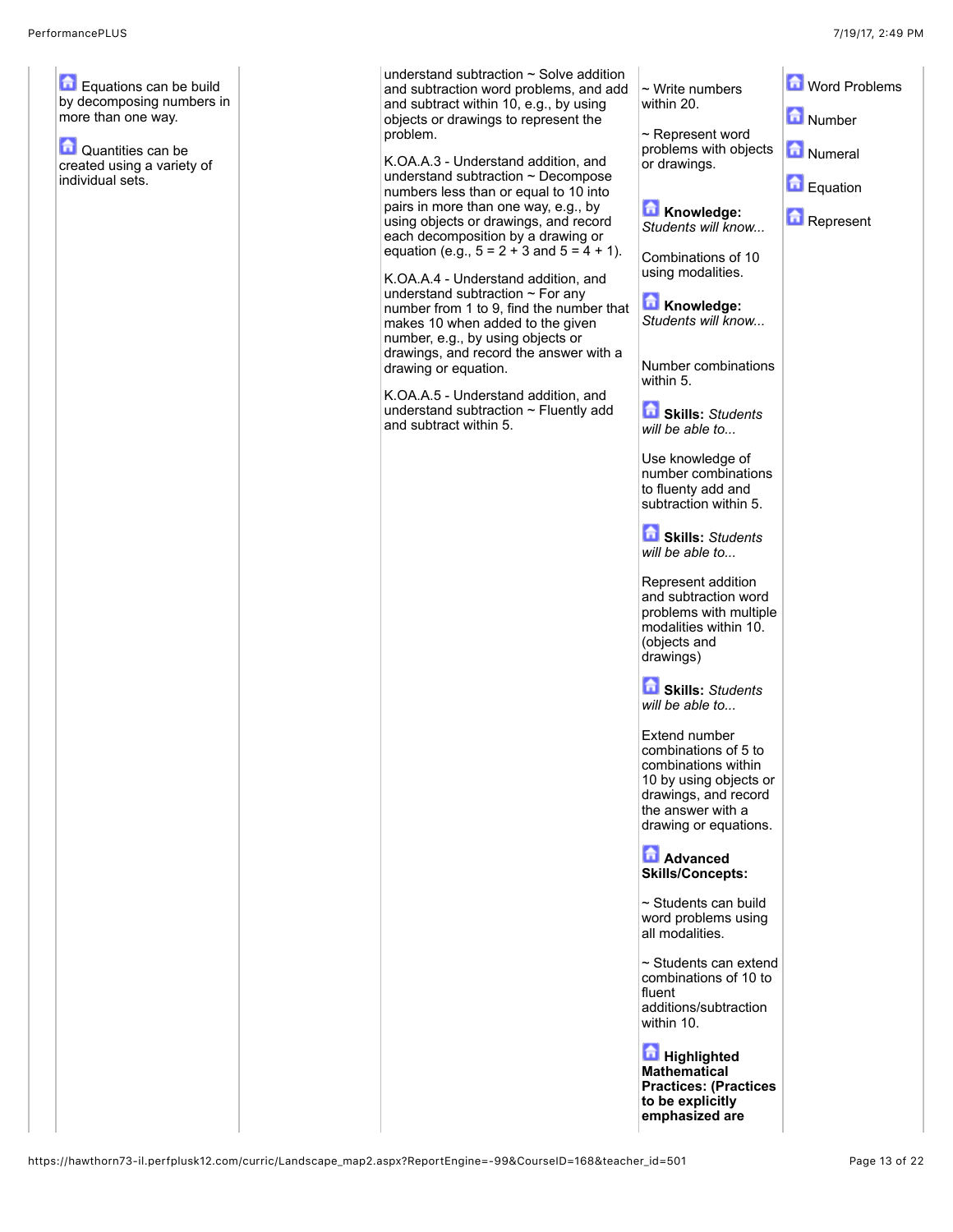| | | | | |
|---|---|---|---|---|
| Equations can be build by decomposing numbers in more than one way.<br><br>Quantities can be created using a variety of individual sets. | | understand subtraction ~ Solve addition and subtraction word problems, and add and subtract within 10, e.g., by using objects or drawings to represent the problem.<br><br>K.OA.A.3 - Understand addition, and understand subtraction ~ Decompose numbers less than or equal to 10 into pairs in more than one way, e.g., by using objects or drawings, and record each decomposition by a drawing or equation (e.g., 5 = 2 + 3 and 5 = 4 + 1).<br><br>K.OA.A.4 - Understand addition, and understand subtraction ~ For any number from 1 to 9, find the number that makes 10 when added to the given number, e.g., by using objects or drawings, and record the answer with a drawing or equation.<br><br>K.OA.A.5 - Understand addition, and understand subtraction ~ Fluently add and subtract within 5. | ~ Write numbers within 20.<br><br>~ Represent word problems with objects or drawings.<br><br>**Knowledge:** *Students will know...*<br><br>Combinations of 10 using modalities.<br><br>**Knowledge:** *Students will know...*<br><br>Number combinations within 5.<br><br>**Skills:** *Students will be able to...*<br><br>Use knowledge of number combinations to fluenty add and subtraction within 5.<br><br>**Skills:** *Students will be able to...*<br><br>Represent addition and subtraction word problems with multiple modalities within 10. (objects and drawings)<br><br>**Skills:** *Students will be able to...*<br><br>Extend number combinations of 5 to combinations within 10 by using objects or drawings, and record the answer with a drawing or equations.<br><br>**Advanced Skills/Concepts:**<br><br>~ Students can build word problems using all modalities.<br><br>~ Students can extend combinations of 10 to fluent additions/subtraction within 10.<br><br>**Highlighted Mathematical Practices: (Practices to be explicitly emphasized are** | Word Problems<br><br>Number<br><br>Numeral<br><br>Equation<br><br>Represent |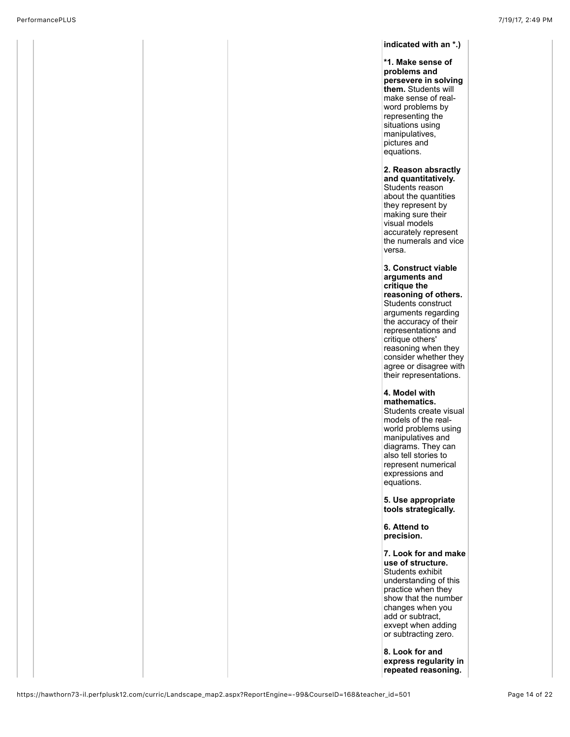**indicated with an *.)**

***1. Make sense of problems and persevere in solving them.** Students will make sense of real-word problems by representing the situations using manipulatives, pictures and equations.

**2. Reason absractly and quantitatively.** Students reason about the quantities they represent by making sure their visual models accurately represent the numerals and vice versa.

**3. Construct viable arguments and critique the reasoning of others.** Students construct arguments regarding the accuracy of their representations and critique others' reasoning when they consider whether they agree or disagree with their representations.

**4. Model with mathematics.** Students create visual models of the real-world problems using manipulatives and diagrams. They can also tell stories to represent numerical expressions and equations.

**5. Use appropriate tools strategically.**

**6. Attend to precision.**

**7. Look for and make use of structure.** Students exhibit understanding of this practice when they show that the number changes when you add or subtract, exvept when adding or subtracting zero.

**8. Look for and express regularity in repeated reasoning.**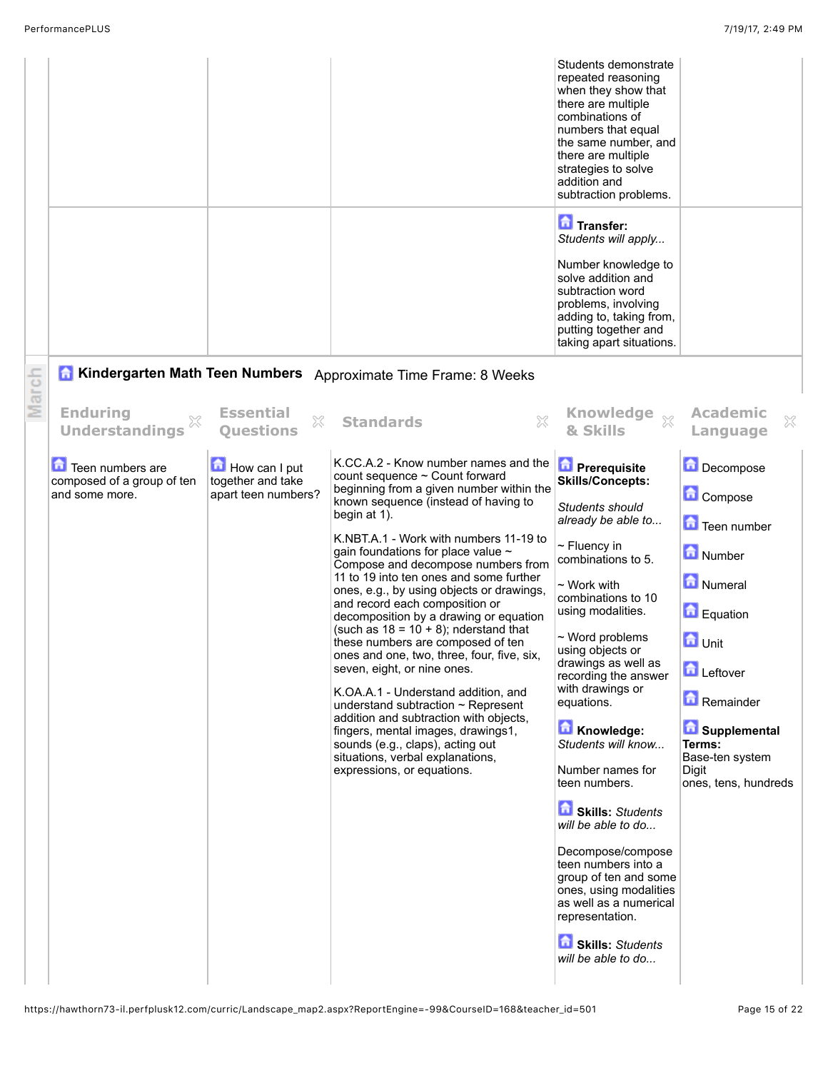| | | | | |
|---|---|---|---|---|
| | | | Students demonstrate repeated reasoning when they show that there are multiple combinations of numbers that equal the same number, and there are multiple strategies to solve addition and subtraction problems. | |
| | | | **Transfer:** *Students will apply...* Number knowledge to solve addition and subtraction word problems, involving adding to, taking from, putting together and taking apart situations. | |

March

## Kindergarten Math Teen Numbers

Approximate Time Frame: 8 Weeks

| Enduring Understandings | Essential Questions | Standards | Knowledge & Skills | Academic Language |
|---|---|---|---|---|
| Teen numbers are composed of a group of ten and some more. | How can I put together and take apart teen numbers? | K.CC.A.2 - Know number names and the count sequence ~ Count forward beginning from a given number within the known sequence (instead of having to begin at 1).<br><br>K.NBT.A.1 - Work with numbers 11-19 to gain foundations for place value ~ Compose and decompose numbers from 11 to 19 into ten ones and some further ones, e.g., by using objects or drawings, and record each composition or decomposition by a drawing or equation (such as 18 = 10 + 8); nderstand that these numbers are composed of ten ones and one, two, three, four, five, six, seven, eight, or nine ones.<br><br>K.OA.A.1 - Understand addition, and understand subtraction ~ Represent addition and subtraction with objects, fingers, mental images, drawings1, sounds (e.g., claps), acting out situations, verbal explanations, expressions, or equations. | **Prerequisite Skills/Concepts:** *Students should already be able to...*<br><br>~ Fluency in combinations to 5.<br><br>~ Work with combinations to 10 using modalities.<br><br>~ Word problems using objects or drawings as well as recording the answer with drawings or equations.<br><br>**Knowledge:** *Students will know...*<br><br>Number names for teen numbers.<br><br>**Skills:** *Students will be able to do...*<br><br>Decompose/compose teen numbers into a group of ten and some ones, using modalities as well as a numerical representation.<br><br>**Skills:** *Students will be able to do...* | Decompose<br><br>Compose<br><br>Teen number<br><br>Number<br><br>Numeral<br><br>Equation<br><br>Unit<br><br>Leftover<br><br>Remainder<br><br>**Supplemental Terms:**<br>Base-ten system<br>Digit<br>ones, tens, hundreds |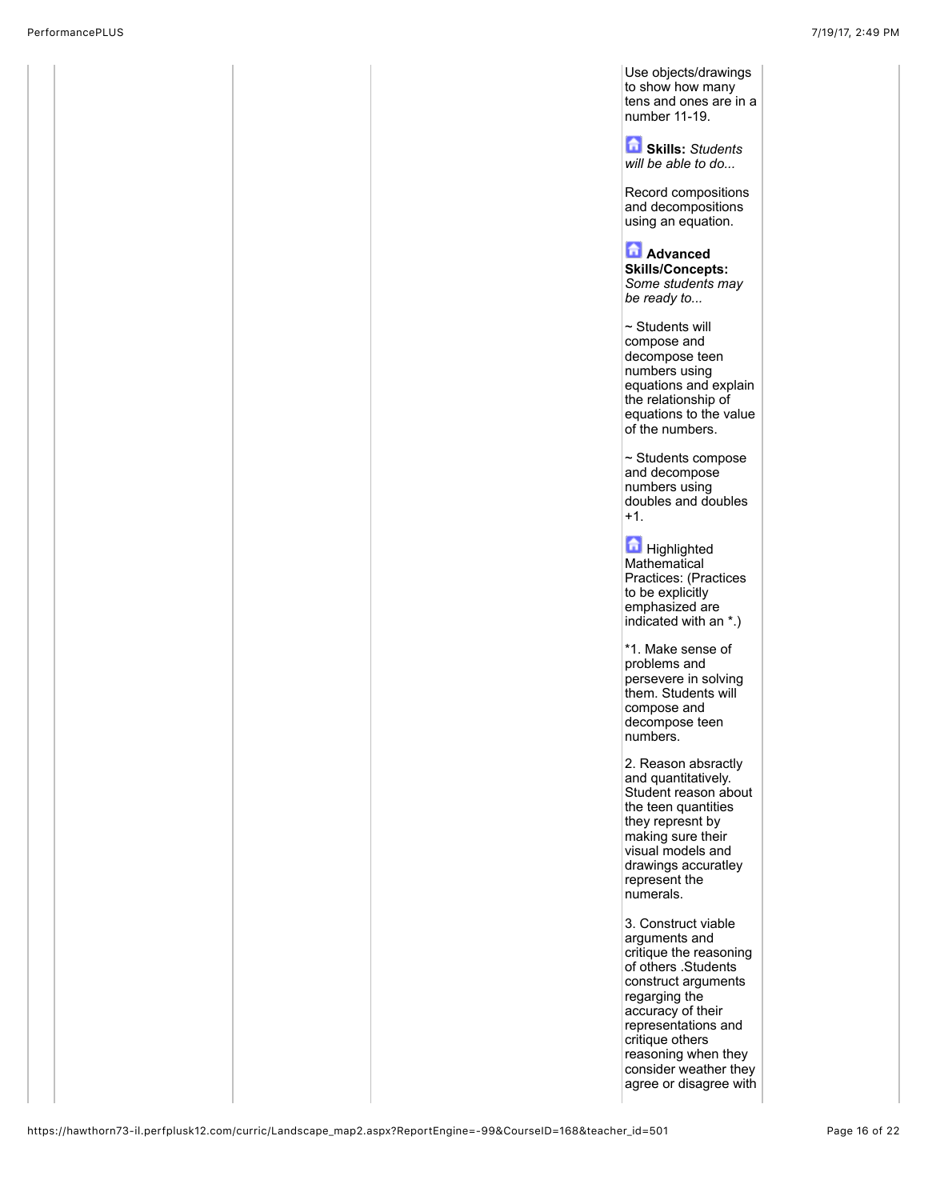Use objects/drawings to show how many tens and ones are in a number 11-19.

**Skills:** *Students will be able to do...*

Record compositions and decompositions using an equation.

**Advanced Skills/Concepts:** *Some students may be ready to...*

~ Students will compose and decompose teen numbers using equations and explain the relationship of equations to the value of the numbers.

~ Students compose and decompose numbers using doubles and doubles +1.

Highlighted Mathematical Practices: (Practices to be explicitly emphasized are indicated with an *.)

*1. Make sense of problems and persevere in solving them. Students will compose and decompose teen numbers.

2. Reason absractly and quantitatively. Student reason about the teen quantities they represnt by making sure their visual models and drawings accuratley represent the numerals.

3. Construct viable arguments and critique the reasoning of others .Students construct arguments regarging the accuracy of their representations and critique others reasoning when they consider weather they agree or disagree with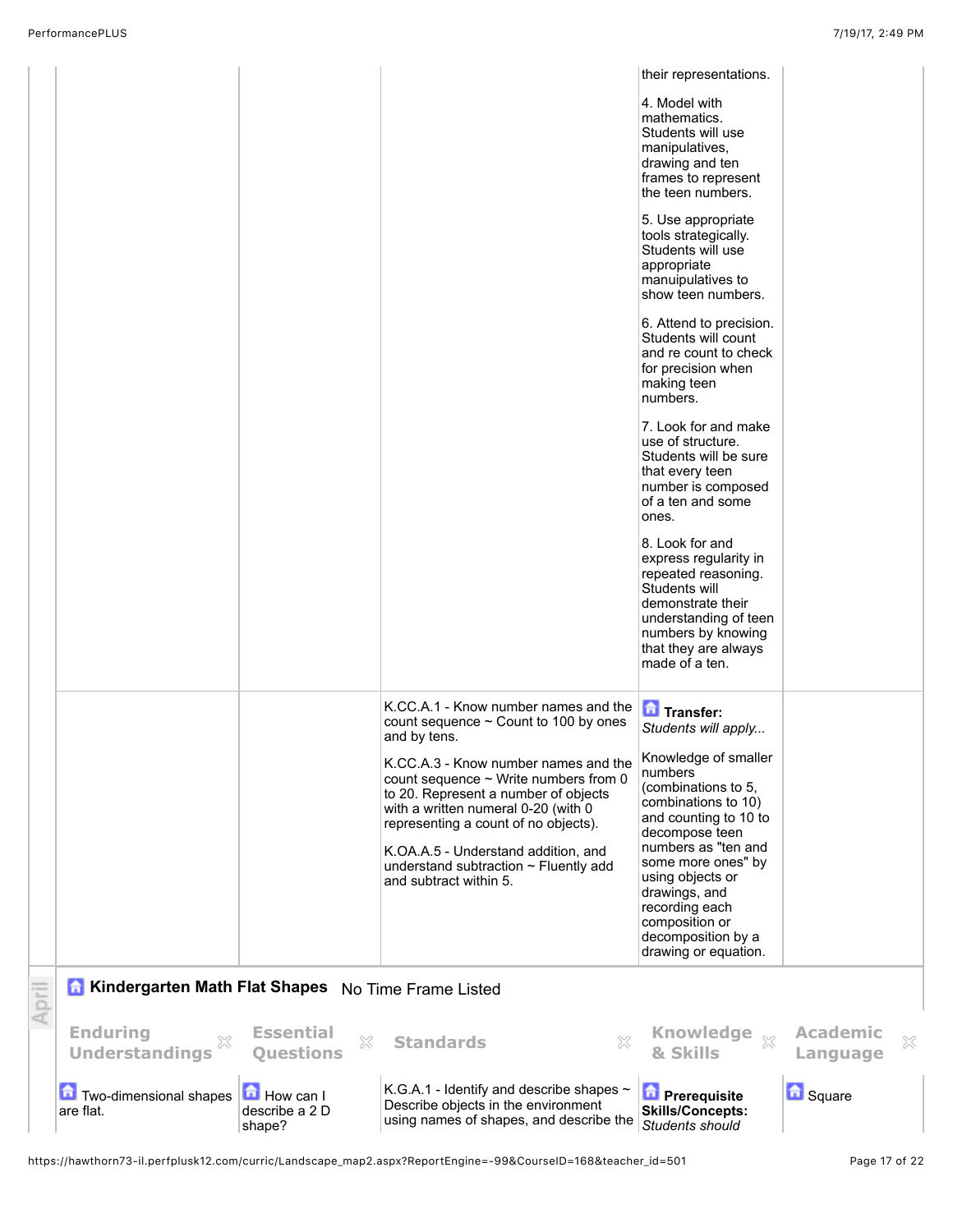| | | | | |
|---|---|---|---|---|
| | | | their representations.<br><br>4. Model with mathematics. Students will use manipulatives, drawing and ten frames to represent the teen numbers.<br><br>5. Use appropriate tools strategically. Students will use appropriate manuipulatives to show teen numbers.<br><br>6. Attend to precision. Students will count and re count to check for precision when making teen numbers.<br><br>7. Look for and make use of structure. Students will be sure that every teen number is composed of a ten and some ones.<br><br>8. Look for and express regularity in repeated reasoning. Students will demonstrate their understanding of teen numbers by knowing that they are always made of a ten. | |
| | | K.CC.A.1 - Know number names and the count sequence ~ Count to 100 by ones and by tens.<br><br>K.CC.A.3 - Know number names and the count sequence ~ Write numbers from 0 to 20. Represent a number of objects with a written numeral 0-20 (with 0 representing a count of no objects).<br><br>K.OA.A.5 - Understand addition, and understand subtraction ~ Fluently add and subtract within 5. | **Transfer:**<br>*Students will apply...*<br><br>Knowledge of smaller numbers (combinations to 5, combinations to 10) and counting to 10 to decompose teen numbers as "ten and some more ones" by using objects or drawings, and recording each composition or decomposition by a drawing or equation. | |

## April

**Kindergarten Math Flat Shapes** No Time Frame Listed

| Enduring Understandings | Essential Questions | Standards | Knowledge & Skills | Academic Language |
|---|---|---|---|---|
| Two-dimensional shapes are flat. | How can I describe a 2 D shape? | K.G.A.1 - Identify and describe shapes ~ Describe objects in the environment using names of shapes, and describe the | **Prerequisite Skills/Concepts:**<br>*Students should* | Square |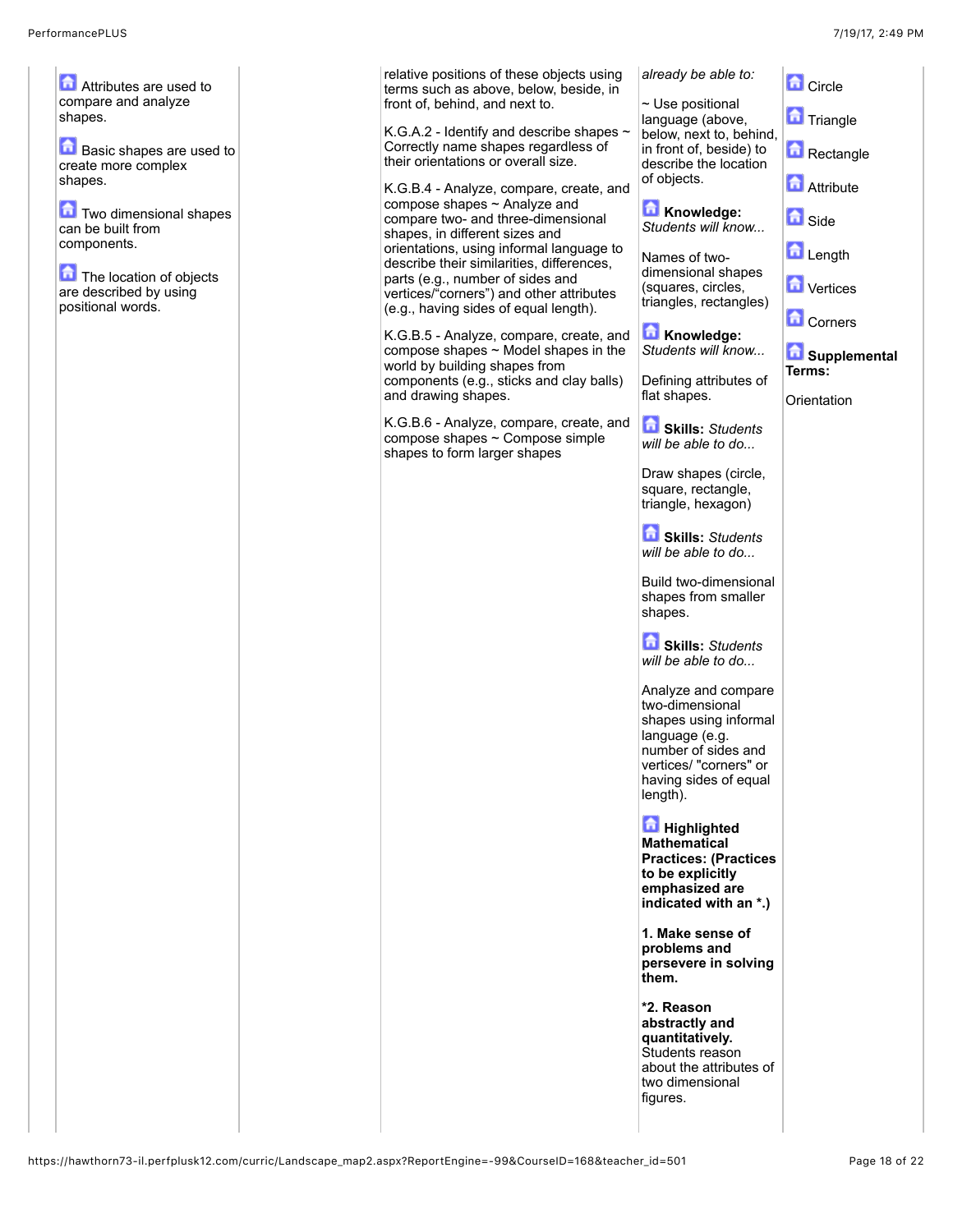| | | | | | |
|---|---|---|---|---|---|
| | Attributes are used to compare and analyze shapes.<br><br>Basic shapes are used to create more complex shapes.<br><br>Two dimensional shapes can be built from components.<br><br>The location of objects are described by using positional words. | | relative positions of these objects using terms such as above, below, beside, in front of, behind, and next to.<br><br>K.G.A.2 - Identify and describe shapes ~ Correctly name shapes regardless of their orientations or overall size.<br><br>K.G.B.4 - Analyze, compare, create, and compose shapes ~ Analyze and compare two- and three-dimensional shapes, in different sizes and orientations, using informal language to describe their similarities, differences, parts (e.g., number of sides and vertices/"corners") and other attributes (e.g., having sides of equal length).<br><br>K.G.B.5 - Analyze, compare, create, and compose shapes ~ Model shapes in the world by building shapes from components (e.g., sticks and clay balls) and drawing shapes.<br><br>K.G.B.6 - Analyze, compare, create, and compose shapes ~ Compose simple shapes to form larger shapes | *already be able to:*<br><br>~ Use positional language (above, below, next to, behind, in front of, beside) to describe the location of objects.<br><br>**Knowledge:** *Students will know...*<br><br>Names of two-dimensional shapes (squares, circles, triangles, rectangles)<br><br>**Knowledge:** *Students will know...*<br><br>Defining attributes of flat shapes.<br><br>**Skills:** *Students will be able to do...*<br><br>Draw shapes (circle, square, rectangle, triangle, hexagon)<br><br>**Skills:** *Students will be able to do...*<br><br>Build two-dimensional shapes from smaller shapes.<br><br>**Skills:** *Students will be able to do...*<br><br>Analyze and compare two-dimensional shapes using informal language (e.g. number of sides and vertices/ "corners" or having sides of equal length).<br><br>**Highlighted Mathematical Practices: (Practices to be explicitly emphasized are indicated with an *.)**<br><br>**1. Make sense of problems and persevere in solving them.**<br><br>***2. Reason abstractly and quantitatively.** Students reason about the attributes of two dimensional figures. | Circle<br><br>Triangle<br><br>Rectangle<br><br>Attribute<br><br>Side<br><br>Length<br><br>Vertices<br><br>Corners<br><br>**Supplemental Terms:**<br><br>Orientation |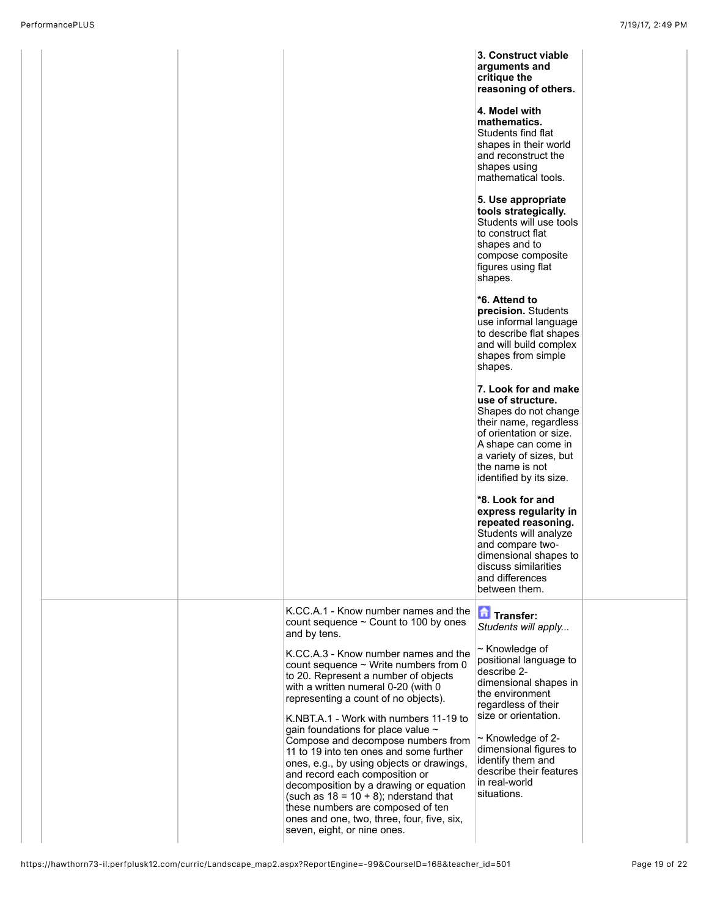| | | | | |
|---|---|---|---|---|
| | | | **3. Construct viable arguments and critique the reasoning of others.**<br><br>**4. Model with mathematics.** Students find flat shapes in their world and reconstruct the shapes using mathematical tools.<br><br>**5. Use appropriate tools strategically.** Students will use tools to construct flat shapes and to compose composite figures using flat shapes.<br><br>***6. Attend to precision.** Students use informal language to describe flat shapes and will build complex shapes from simple shapes.<br><br>**7. Look for and make use of structure.** Shapes do not change their name, regardless of orientation or size. A shape can come in a variety of sizes, but the name is not identified by its size.<br><br>***8. Look for and express regularity in repeated reasoning.** Students will analyze and compare two-dimensional shapes to discuss similarities and differences between them. | |
| | | K.CC.A.1 - Know number names and the count sequence ~ Count to 100 by ones and by tens.<br><br>K.CC.A.3 - Know number names and the count sequence ~ Write numbers from 0 to 20. Represent a number of objects with a written numeral 0-20 (with 0 representing a count of no objects).<br><br>K.NBT.A.1 - Work with numbers 11-19 to gain foundations for place value ~ Compose and decompose numbers from 11 to 19 into ten ones and some further ones, e.g., by using objects or drawings, and record each composition or decomposition by a drawing or equation (such as 18 = 10 + 8); nderstand that these numbers are composed of ten ones and one, two, three, four, five, six, seven, eight, or nine ones. | **Transfer:**<br>*Students will apply...*<br><br>~ Knowledge of positional language to describe 2-dimensional shapes in the environment regardless of their size or orientation.<br><br>~ Knowledge of 2-dimensional figures to identify them and describe their features in real-world situations. | |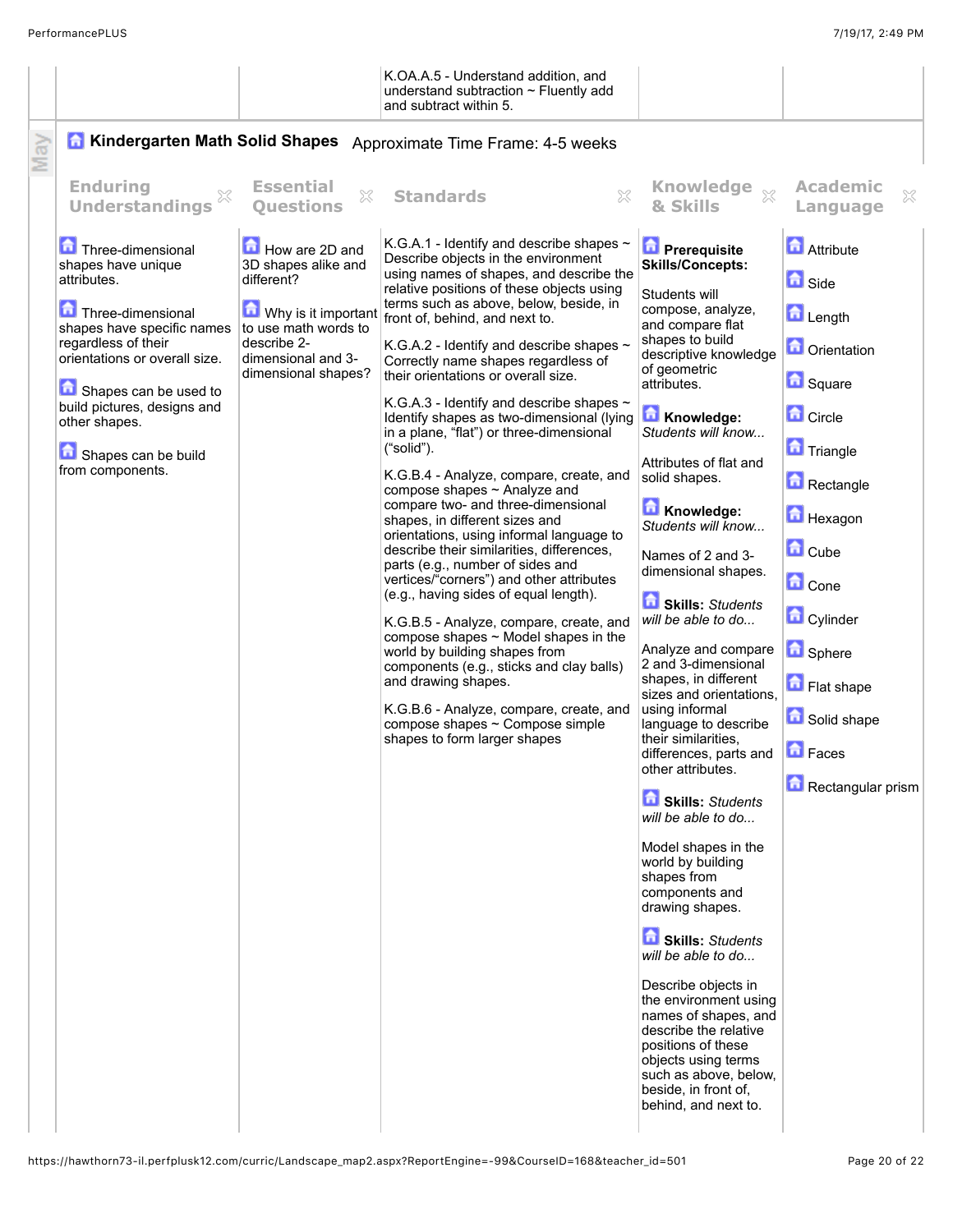| | | Standards | | |
|---|---|---|---|---|
| | | K.OA.A.5 - Understand addition, and understand subtraction ~ Fluently add and subtract within 5. | | |

## Kindergarten Math Solid Shapes

Approximate Time Frame: 4-5 weeks

| Enduring Understandings | Essential Questions | Standards | Knowledge & Skills | Academic Language |
|---|---|---|---|---|
| Three-dimensional shapes have unique attributes.<br><br>Three-dimensional shapes have specific names regardless of their orientations or overall size.<br><br>Shapes can be used to build pictures, designs and other shapes.<br><br>Shapes can be build from components. | How are 2D and 3D shapes alike and different?<br><br>Why is it important to use math words to describe 2-dimensional and 3-dimensional shapes? | K.G.A.1 - Identify and describe shapes ~ Describe objects in the environment using names of shapes, and describe the relative positions of these objects using terms such as above, below, beside, in front of, behind, and next to.<br><br>K.G.A.2 - Identify and describe shapes ~ Correctly name shapes regardless of their orientations or overall size.<br><br>K.G.A.3 - Identify and describe shapes ~ Identify shapes as two-dimensional (lying in a plane, "flat") or three-dimensional ("solid").<br><br>K.G.B.4 - Analyze, compare, create, and compose shapes ~ Analyze and compare two- and three-dimensional shapes, in different sizes and orientations, using informal language to describe their similarities, differences, parts (e.g., number of sides and vertices/"corners") and other attributes (e.g., having sides of equal length).<br><br>K.G.B.5 - Analyze, compare, create, and compose shapes ~ Model shapes in the world by building shapes from components (e.g., sticks and clay balls) and drawing shapes.<br><br>K.G.B.6 - Analyze, compare, create, and compose shapes ~ Compose simple shapes to form larger shapes | **Prerequisite Skills/Concepts:**<br><br>Students will compose, analyze, and compare flat shapes to build descriptive knowledge of geometric attributes.<br><br>**Knowledge:** *Students will know...*<br><br>Attributes of flat and solid shapes.<br><br>**Knowledge:** *Students will know...*<br><br>Names of 2 and 3-dimensional shapes.<br><br>**Skills:** *Students will be able to do...*<br><br>Analyze and compare 2 and 3-dimensional shapes, in different sizes and orientations, using informal language to describe their similarities, differences, parts and other attributes.<br><br>**Skills:** *Students will be able to do...*<br><br>Model shapes in the world by building shapes from components and drawing shapes.<br><br>**Skills:** *Students will be able to do...*<br><br>Describe objects in the environment using names of shapes, and describe the relative positions of these objects using terms such as above, below, beside, in front of, behind, and next to. | Attribute<br><br>Side<br><br>Length<br><br>Orientation<br><br>Square<br><br>Circle<br><br>Triangle<br><br>Rectangle<br><br>Hexagon<br><br>Cube<br><br>Cone<br><br>Cylinder<br><br>Sphere<br><br>Flat shape<br><br>Solid shape<br><br>Faces<br><br>Rectangular prism |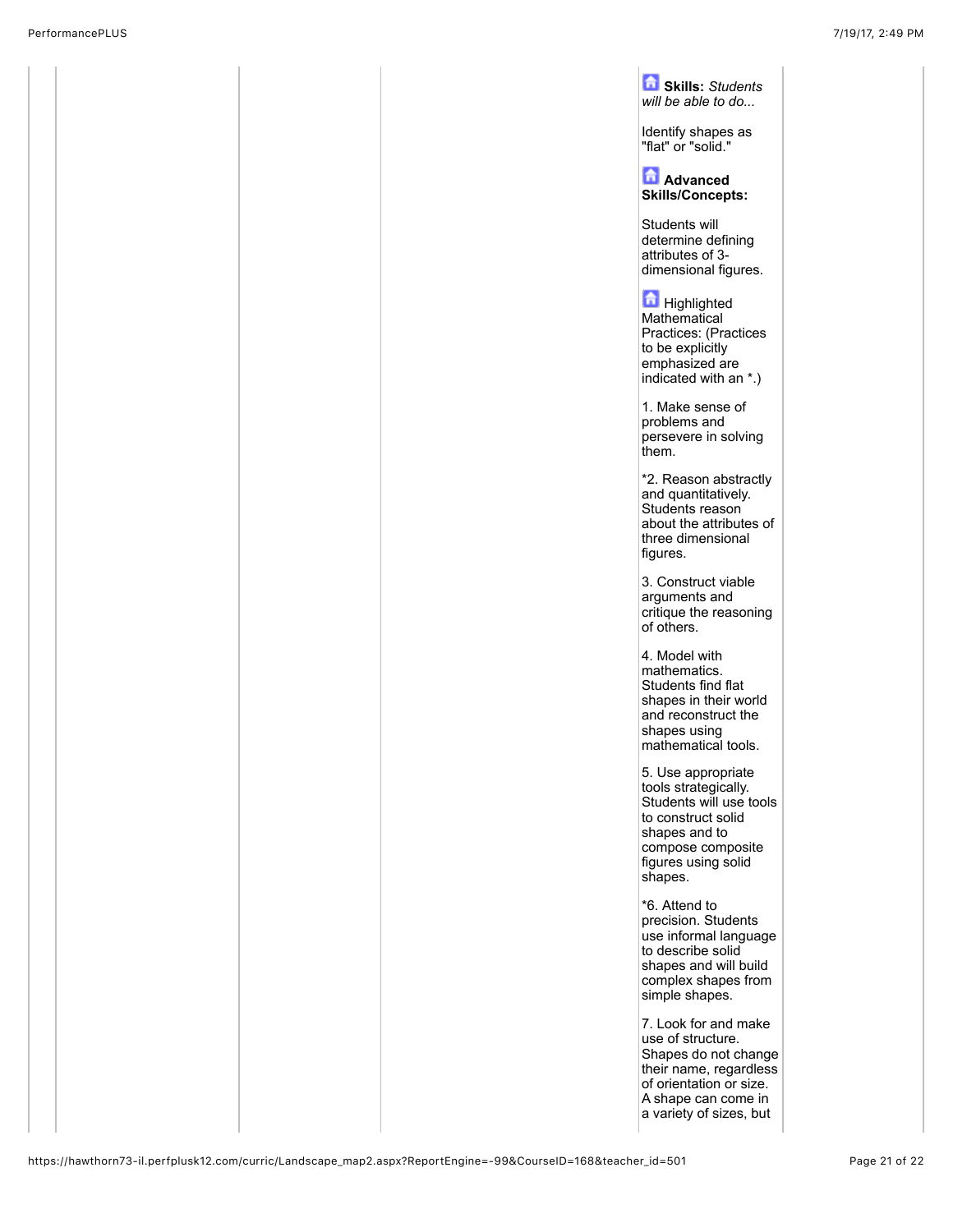**Skills:** *Students will be able to do...*

Identify shapes as "flat" or "solid."

**Advanced Skills/Concepts:**

Students will determine defining attributes of 3-dimensional figures.

Highlighted Mathematical Practices: (Practices to be explicitly emphasized are indicated with an *.)

1. Make sense of problems and persevere in solving them.

*2. Reason abstractly and quantitatively. Students reason about the attributes of three dimensional figures.

3. Construct viable arguments and critique the reasoning of others.

4. Model with mathematics. Students find flat shapes in their world and reconstruct the shapes using mathematical tools.

5. Use appropriate tools strategically. Students will use tools to construct solid shapes and to compose composite figures using solid shapes.

*6. Attend to precision. Students use informal language to describe solid shapes and will build complex shapes from simple shapes.

7. Look for and make use of structure. Shapes do not change their name, regardless of orientation or size. A shape can come in a variety of sizes, but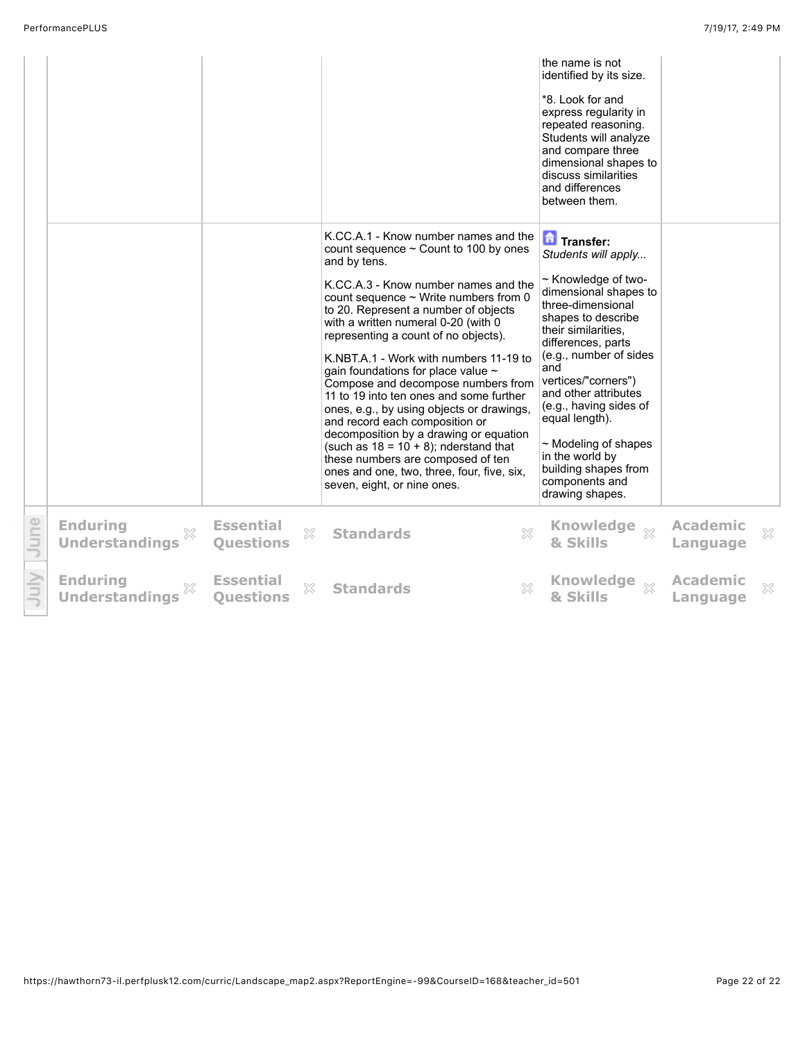| | | | | | |
|---|---|---|---|---|---|
| | | | | the name is not identified by its size.<br><br>*8. Look for and express regularity in repeated reasoning. Students will analyze and compare three dimensional shapes to discuss similarities and differences between them. | |
| | | | K.CC.A.1 - Know number names and the count sequence ~ Count to 100 by ones and by tens.<br><br>K.CC.A.3 - Know number names and the count sequence ~ Write numbers from 0 to 20. Represent a number of objects with a written numeral 0-20 (with 0 representing a count of no objects).<br><br>K.NBT.A.1 - Work with numbers 11-19 to gain foundations for place value ~ Compose and decompose numbers from 11 to 19 into ten ones and some further ones, e.g., by using objects or drawings, and record each composition or decomposition by a drawing or equation (such as 18 = 10 + 8); nderstand that these numbers are composed of ten ones and one, two, three, four, five, six, seven, eight, or nine ones. | **Transfer:**<br>*Students will apply...*<br><br>~ Knowledge of two-dimensional shapes to three-dimensional shapes to describe their similarities, differences, parts (e.g., number of sides and vertices/"corners") and other attributes (e.g., having sides of equal length).<br><br>~ Modeling of shapes in the world by building shapes from components and drawing shapes. | |
| June | **Enduring Understandings** | **Essential Questions** | **Standards** | **Knowledge & Skills** | **Academic Language** |
| July | **Enduring Understandings** | **Essential Questions** | **Standards** | **Knowledge & Skills** | **Academic Language** |